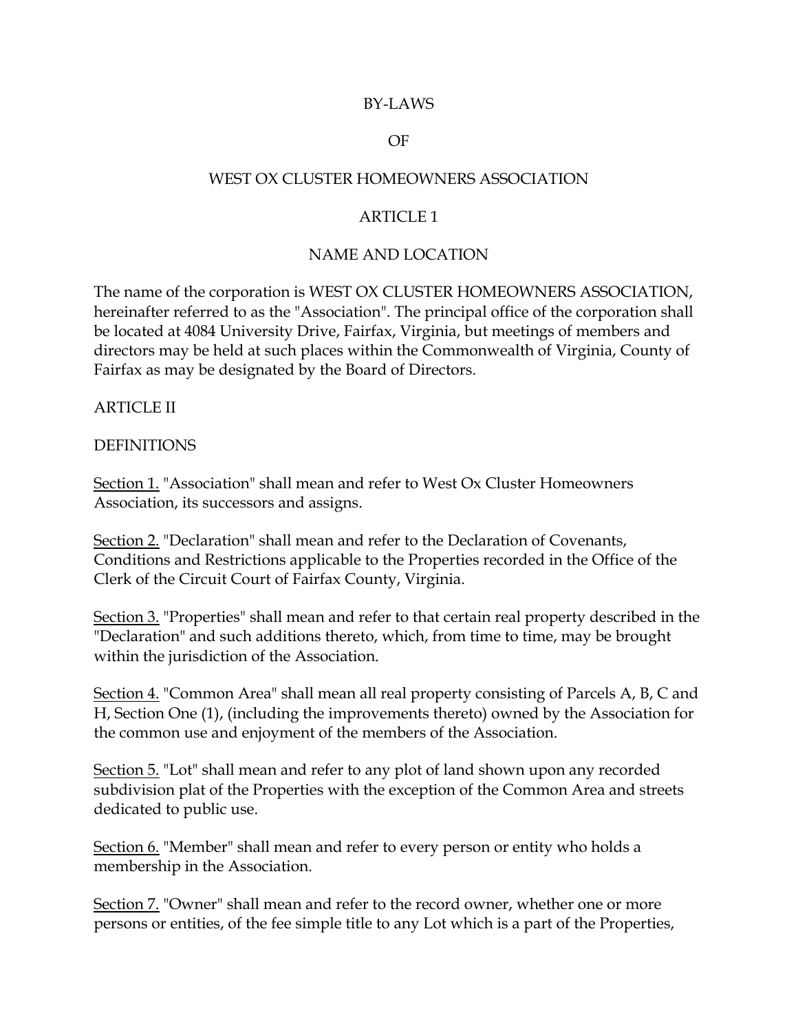# BY-LAWS

# OF

# WEST OX CLUSTER HOMEOWNERS ASSOCIATION

## ARTICLE 1

## NAME AND LOCATION

The name of the corporation is WEST OX CLUSTER HOMEOWNERS ASSOCIATION, hereinafter referred to as the "Association". The principal office of the corporation shall be located at 4084 University Drive, Fairfax, Virginia, but meetings of members and directors may be held at such places within the Commonwealth of Virginia, County of Fairfax as may be designated by the Board of Directors.

## ARTICLE II

## DEFINITIONS

<u>Section 1.</u> "Association" shall mean and refer to West Ox Cluster Homeowners Association, its successors and assigns.

<u>Section 2.</u> "Declaration" shall mean and refer to the Declaration of Covenants, Conditions and Restrictions applicable to the Properties recorded in the Office of the Clerk of the Circuit Court of Fairfax County, Virginia.

<u>Section 3.</u> "Properties" shall mean and refer to that certain real property described in the "Declaration" and such additions thereto, which, from time to time, may be brought within the jurisdiction of the Association.

<u>Section 4.</u> "Common Area" shall mean all real property consisting of Parcels A, B, C and H, Section One (1), (including the improvements thereto) owned by the Association for the common use and enjoyment of the members of the Association.

<u>Section 5.</u> "Lot" shall mean and refer to any plot of land shown upon any recorded subdivision plat of the Properties with the exception of the Common Area and streets dedicated to public use.

<u>Section 6.</u> "Member" shall mean and refer to every person or entity who holds a membership in the Association.

<u>Section 7.</u> "Owner" shall mean and refer to the record owner, whether one or more persons or entities, of the fee simple title to any Lot which is a part of the Properties,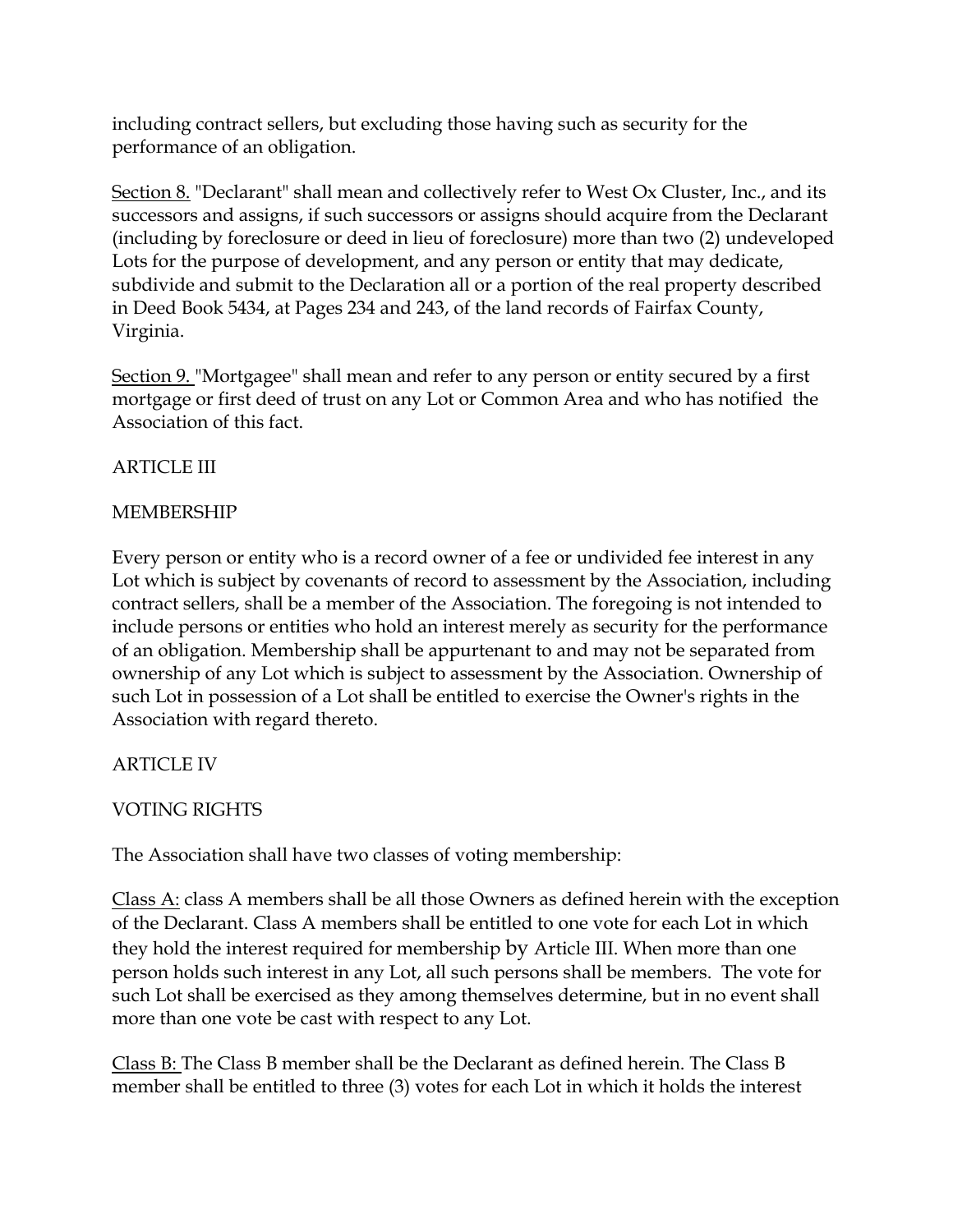including contract sellers, but excluding those having such as security for the performance of an obligation.

<u>Section 8.</u> "Declarant" shall mean and collectively refer to West Ox Cluster, Inc., and its successors and assigns, if such successors or assigns should acquire from the Declarant (including by foreclosure or deed in lieu of foreclosure) more than two (2) undeveloped Lots for the purpose of development, and any person or entity that may dedicate, subdivide and submit to the Declaration all or a portion of the real property described in Deed Book 5434, at Pages 234 and 243, of the land records of Fairfax County, Virginia.

<u>Section 9.</u> "Mortgagee" shall mean and refer to any person or entity secured by a first mortgage or first deed of trust on any Lot or Common Area and who has notified the Association of this fact.

ARTICLE III

MEMBERSHIP

Every person or entity who is a record owner of a fee or undivided fee interest in any Lot which is subject by covenants of record to assessment by the Association, including contract sellers, shall be a member of the Association. The foregoing is not intended to include persons or entities who hold an interest merely as security for the performance of an obligation. Membership shall be appurtenant to and may not be separated from ownership of any Lot which is subject to assessment by the Association. Ownership of such Lot in possession of a Lot shall be entitled to exercise the Owner's rights in the Association with regard thereto.

ARTICLE IV

VOTING RIGHTS

The Association shall have two classes of voting membership:

<u>Class A:</u> class A members shall be all those Owners as defined herein with the exception of the Declarant. Class A members shall be entitled to one vote for each Lot in which they hold the interest required for membership by Article III. When more than one person holds such interest in any Lot, all such persons shall be members. The vote for such Lot shall be exercised as they among themselves determine, but in no event shall more than one vote be cast with respect to any Lot.

<u>Class B:</u> The Class B member shall be the Declarant as defined herein. The Class B member shall be entitled to three (3) votes for each Lot in which it holds the interest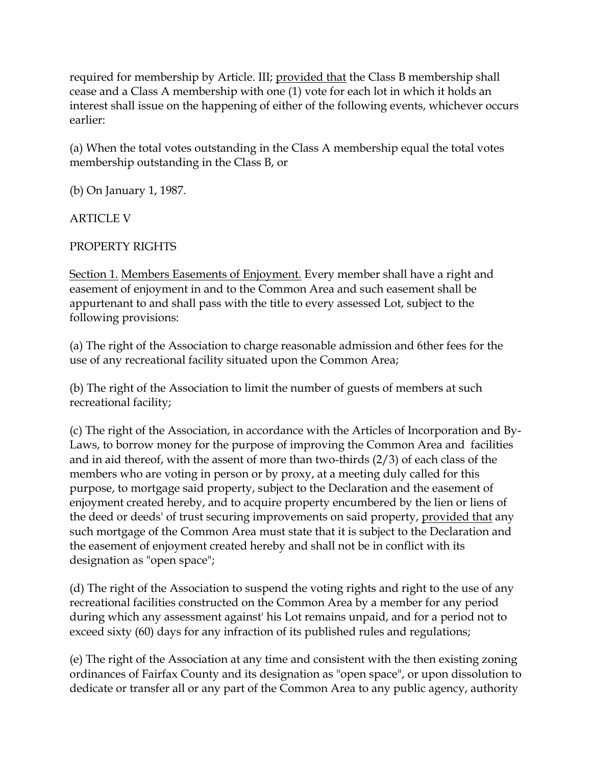required for membership by Article. III; provided that the Class B membership shall cease and a Class A membership with one (1) vote for each lot in which it holds an interest shall issue on the happening of either of the following events, whichever occurs earlier:

(a) When the total votes outstanding in the Class A membership equal the total votes membership outstanding in the Class B, or

(b) On January 1, 1987.

ARTICLE V

PROPERTY RIGHTS

Section 1. Members Easements of Enjoyment. Every member shall have a right and easement of enjoyment in and to the Common Area and such easement shall be appurtenant to and shall pass with the title to every assessed Lot, subject to the following provisions:

(a) The right of the Association to charge reasonable admission and 6ther fees for the use of any recreational facility situated upon the Common Area;

(b) The right of the Association to limit the number of guests of members at such recreational facility;

(c) The right of the Association, in accordance with the Articles of Incorporation and By-Laws, to borrow money for the purpose of improving the Common Area and facilities and in aid thereof, with the assent of more than two-thirds (2/3) of each class of the members who are voting in person or by proxy, at a meeting duly called for this purpose, to mortgage said property, subject to the Declaration and the easement of enjoyment created hereby, and to acquire property encumbered by the lien or liens of the deed or deeds' of trust securing improvements on said property, provided that any such mortgage of the Common Area must state that it is subject to the Declaration and the easement of enjoyment created hereby and shall not be in conflict with its designation as "open space";

(d) The right of the Association to suspend the voting rights and right to the use of any recreational facilities constructed on the Common Area by a member for any period during which any assessment against' his Lot remains unpaid, and for a period not to exceed sixty (60) days for any infraction of its published rules and regulations;

(e) The right of the Association at any time and consistent with the then existing zoning ordinances of Fairfax County and its designation as "open space", or upon dissolution to dedicate or transfer all or any part of the Common Area to any public agency, authority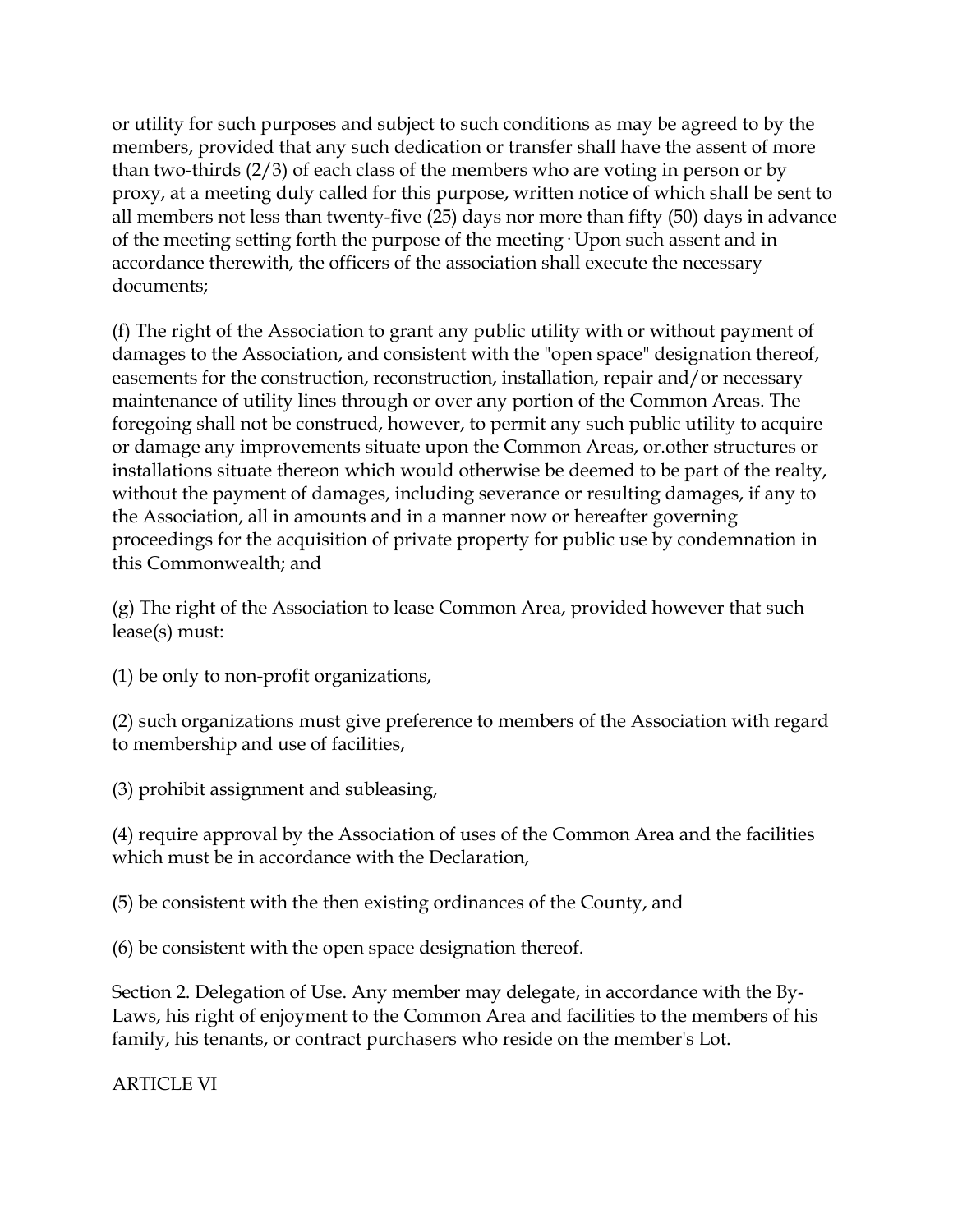or utility for such purposes and subject to such conditions as may be agreed to by the members, provided that any such dedication or transfer shall have the assent of more than two-thirds (2/3) of each class of the members who are voting in person or by proxy, at a meeting duly called for this purpose, written notice of which shall be sent to all members not less than twenty-five (25) days nor more than fifty (50) days in advance of the meeting setting forth the purpose of the meeting · Upon such assent and in accordance therewith, the officers of the association shall execute the necessary documents;

(f) The right of the Association to grant any public utility with or without payment of damages to the Association, and consistent with the "open space" designation thereof, easements for the construction, reconstruction, installation, repair and/or necessary maintenance of utility lines through or over any portion of the Common Areas. The foregoing shall not be construed, however, to permit any such public utility to acquire or damage any improvements situate upon the Common Areas, or.other structures or installations situate thereon which would otherwise be deemed to be part of the realty, without the payment of damages, including severance or resulting damages, if any to the Association, all in amounts and in a manner now or hereafter governing proceedings for the acquisition of private property for public use by condemnation in this Commonwealth; and

(g) The right of the Association to lease Common Area, provided however that such lease(s) must:

(1) be only to non-profit organizations,

(2) such organizations must give preference to members of the Association with regard to membership and use of facilities,

(3) prohibit assignment and subleasing,

(4) require approval by the Association of uses of the Common Area and the facilities which must be in accordance with the Declaration,

(5) be consistent with the then existing ordinances of the County, and

(6) be consistent with the open space designation thereof.

Section 2. Delegation of Use. Any member may delegate, in accordance with the By-Laws, his right of enjoyment to the Common Area and facilities to the members of his family, his tenants, or contract purchasers who reside on the member's Lot.

ARTICLE VI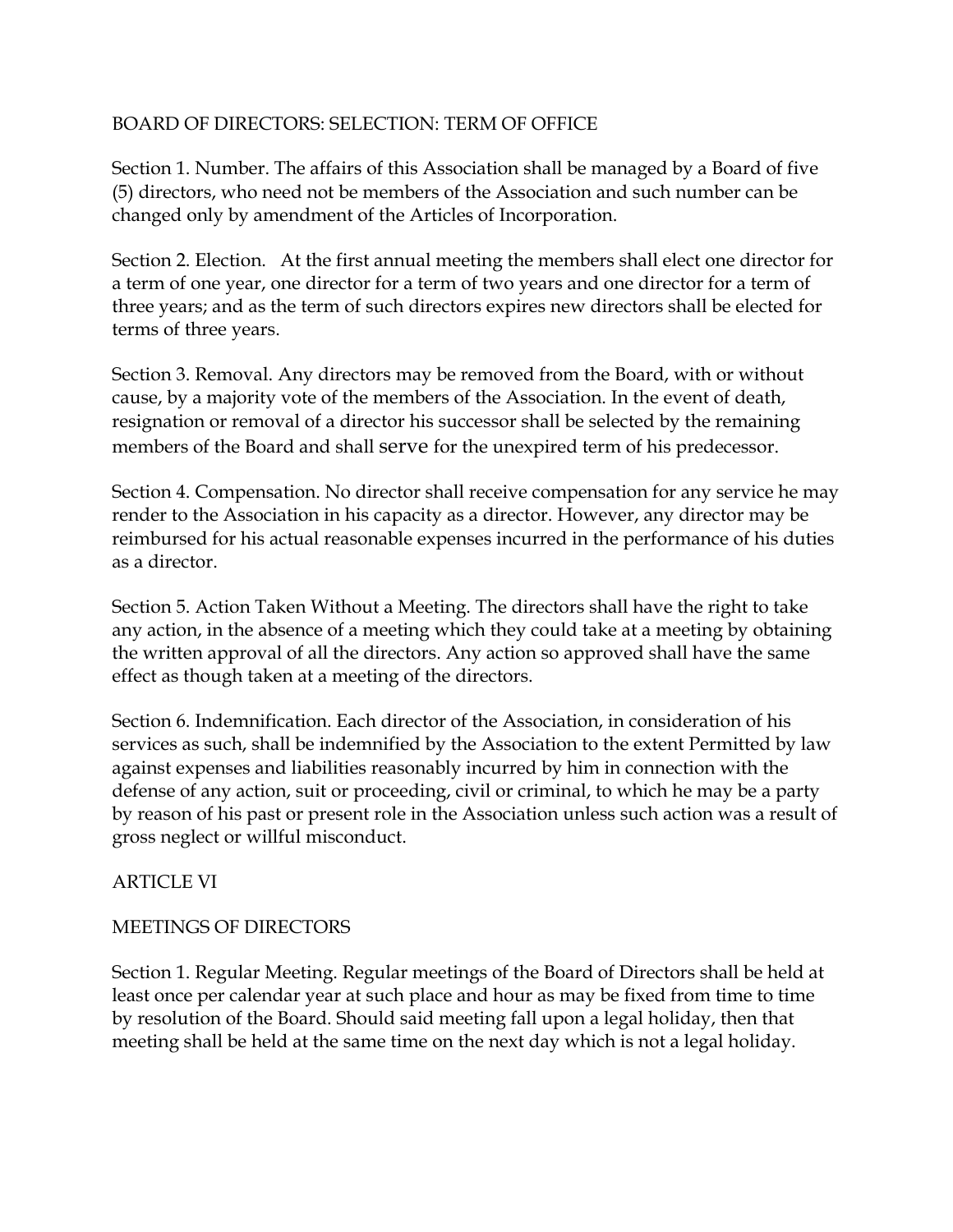## BOARD OF DIRECTORS: SELECTION: TERM OF OFFICE

Section 1. Number. The affairs of this Association shall be managed by a Board of five (5) directors, who need not be members of the Association and such number can be changed only by amendment of the Articles of Incorporation.

Section 2. Election. At the first annual meeting the members shall elect one director for a term of one year, one director for a term of two years and one director for a term of three years; and as the term of such directors expires new directors shall be elected for terms of three years.

Section 3. Removal. Any directors may be removed from the Board, with or without cause, by a majority vote of the members of the Association. In the event of death, resignation or removal of a director his successor shall be selected by the remaining members of the Board and shall serve for the unexpired term of his predecessor.

Section 4. Compensation. No director shall receive compensation for any service he may render to the Association in his capacity as a director. However, any director may be reimbursed for his actual reasonable expenses incurred in the performance of his duties as a director.

Section 5. Action Taken Without a Meeting. The directors shall have the right to take any action, in the absence of a meeting which they could take at a meeting by obtaining the written approval of all the directors. Any action so approved shall have the same effect as though taken at a meeting of the directors.

Section 6. Indemnification. Each director of the Association, in consideration of his services as such, shall be indemnified by the Association to the extent Permitted by law against expenses and liabilities reasonably incurred by him in connection with the defense of any action, suit or proceeding, civil or criminal, to which he may be a party by reason of his past or present role in the Association unless such action was a result of gross neglect or willful misconduct.

## ARTICLE VI

## MEETINGS OF DIRECTORS

Section 1. Regular Meeting. Regular meetings of the Board of Directors shall be held at least once per calendar year at such place and hour as may be fixed from time to time by resolution of the Board. Should said meeting fall upon a legal holiday, then that meeting shall be held at the same time on the next day which is not a legal holiday.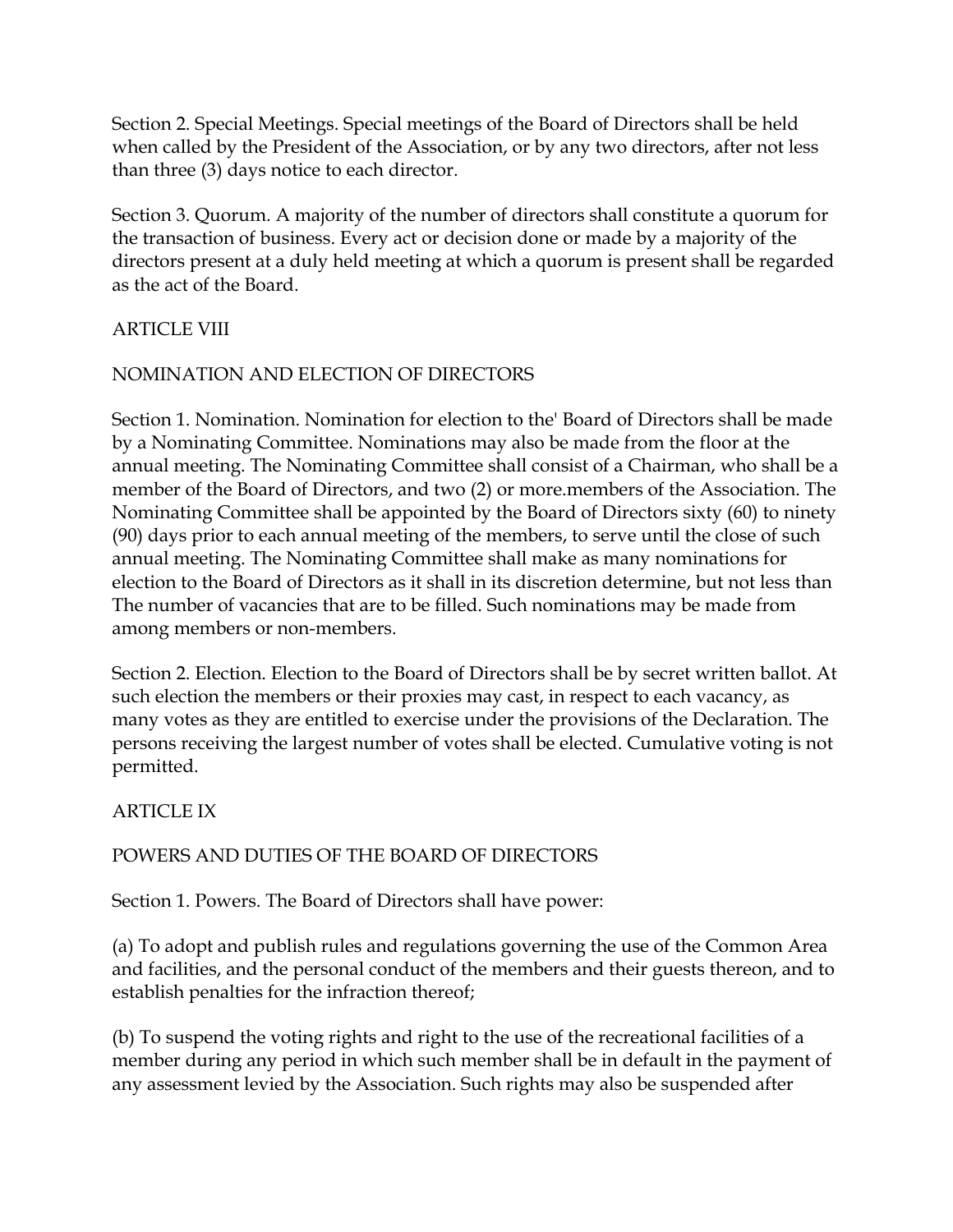Section 2. Special Meetings. Special meetings of the Board of Directors shall be held when called by the President of the Association, or by any two directors, after not less than three (3) days notice to each director.

Section 3. Quorum. A majority of the number of directors shall constitute a quorum for the transaction of business. Every act or decision done or made by a majority of the directors present at a duly held meeting at which a quorum is present shall be regarded as the act of the Board.

## ARTICLE VIII

## NOMINATION AND ELECTION OF DIRECTORS

Section 1. Nomination. Nomination for election to the' Board of Directors shall be made by a Nominating Committee. Nominations may also be made from the floor at the annual meeting. The Nominating Committee shall consist of a Chairman, who shall be a member of the Board of Directors, and two (2) or more.members of the Association. The Nominating Committee shall be appointed by the Board of Directors sixty (60) to ninety (90) days prior to each annual meeting of the members, to serve until the close of such annual meeting. The Nominating Committee shall make as many nominations for election to the Board of Directors as it shall in its discretion determine, but not less than The number of vacancies that are to be filled. Such nominations may be made from among members or non-members.

Section 2. Election. Election to the Board of Directors shall be by secret written ballot. At such election the members or their proxies may cast, in respect to each vacancy, as many votes as they are entitled to exercise under the provisions of the Declaration. The persons receiving the largest number of votes shall be elected. Cumulative voting is not permitted.

## ARTICLE IX

## POWERS AND DUTIES OF THE BOARD OF DIRECTORS

Section 1. Powers. The Board of Directors shall have power:

(a) To adopt and publish rules and regulations governing the use of the Common Area and facilities, and the personal conduct of the members and their guests thereon, and to establish penalties for the infraction thereof;

(b) To suspend the voting rights and right to the use of the recreational facilities of a member during any period in which such member shall be in default in the payment of any assessment levied by the Association. Such rights may also be suspended after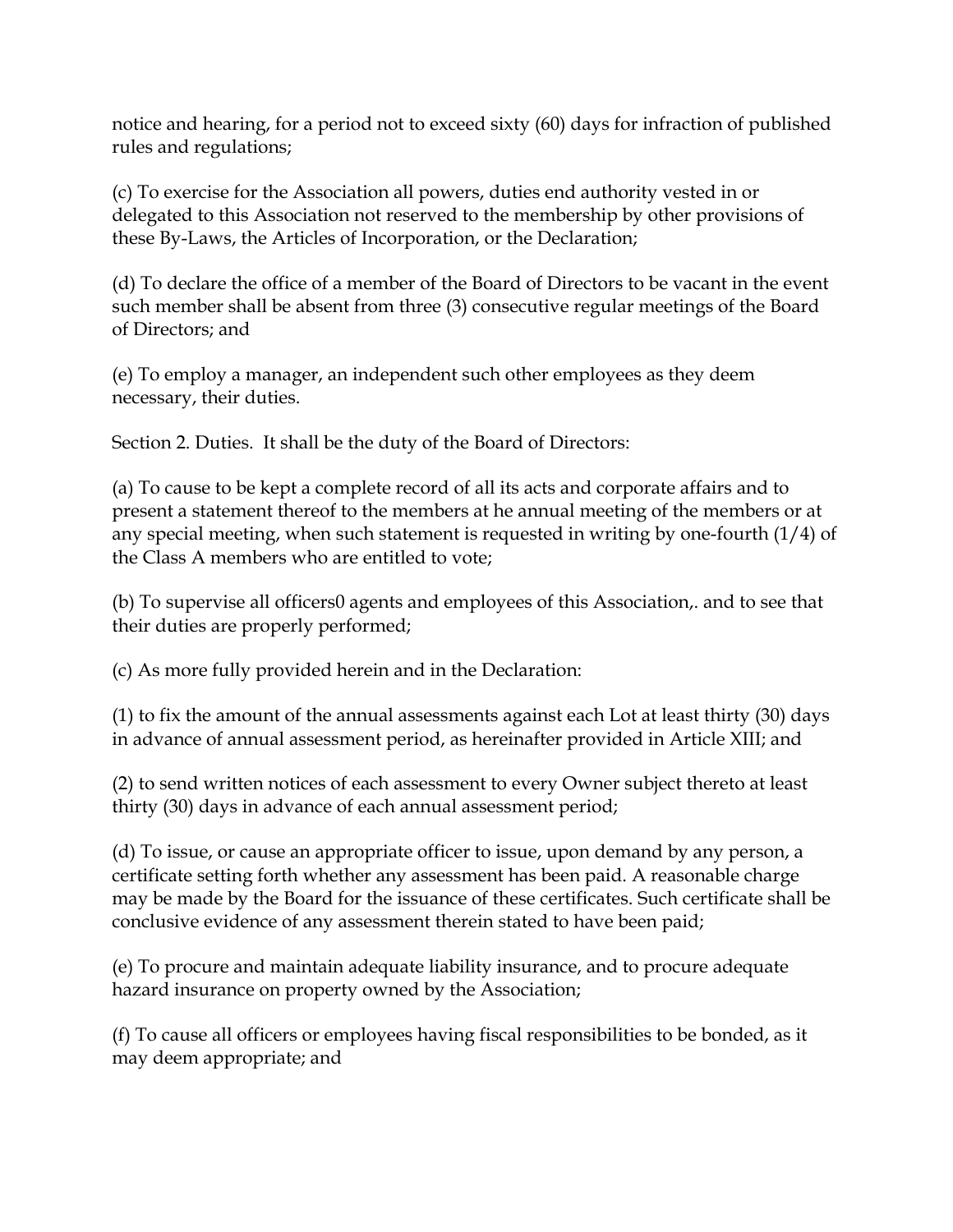notice and hearing, for a period not to exceed sixty (60) days for infraction of published rules and regulations;

(c) To exercise for the Association all powers, duties end authority vested in or delegated to this Association not reserved to the membership by other provisions of these By-Laws, the Articles of Incorporation, or the Declaration;

(d) To declare the office of a member of the Board of Directors to be vacant in the event such member shall be absent from three (3) consecutive regular meetings of the Board of Directors; and

(e) To employ a manager, an independent such other employees as they deem necessary, their duties.

Section 2. Duties. It shall be the duty of the Board of Directors:

(a) To cause to be kept a complete record of all its acts and corporate affairs and to present a statement thereof to the members at he annual meeting of the members or at any special meeting, when such statement is requested in writing by one-fourth (1/4) of the Class A members who are entitled to vote;

(b) To supervise all officers0 agents and employees of this Association,. and to see that their duties are properly performed;

(c) As more fully provided herein and in the Declaration:

(1) to fix the amount of the annual assessments against each Lot at least thirty (30) days in advance of annual assessment period, as hereinafter provided in Article XIII; and

(2) to send written notices of each assessment to every Owner subject thereto at least thirty (30) days in advance of each annual assessment period;

(d) To issue, or cause an appropriate officer to issue, upon demand by any person, a certificate setting forth whether any assessment has been paid. A reasonable charge may be made by the Board for the issuance of these certificates. Such certificate shall be conclusive evidence of any assessment therein stated to have been paid;

(e) To procure and maintain adequate liability insurance, and to procure adequate hazard insurance on property owned by the Association;

(f) To cause all officers or employees having fiscal responsibilities to be bonded, as it may deem appropriate; and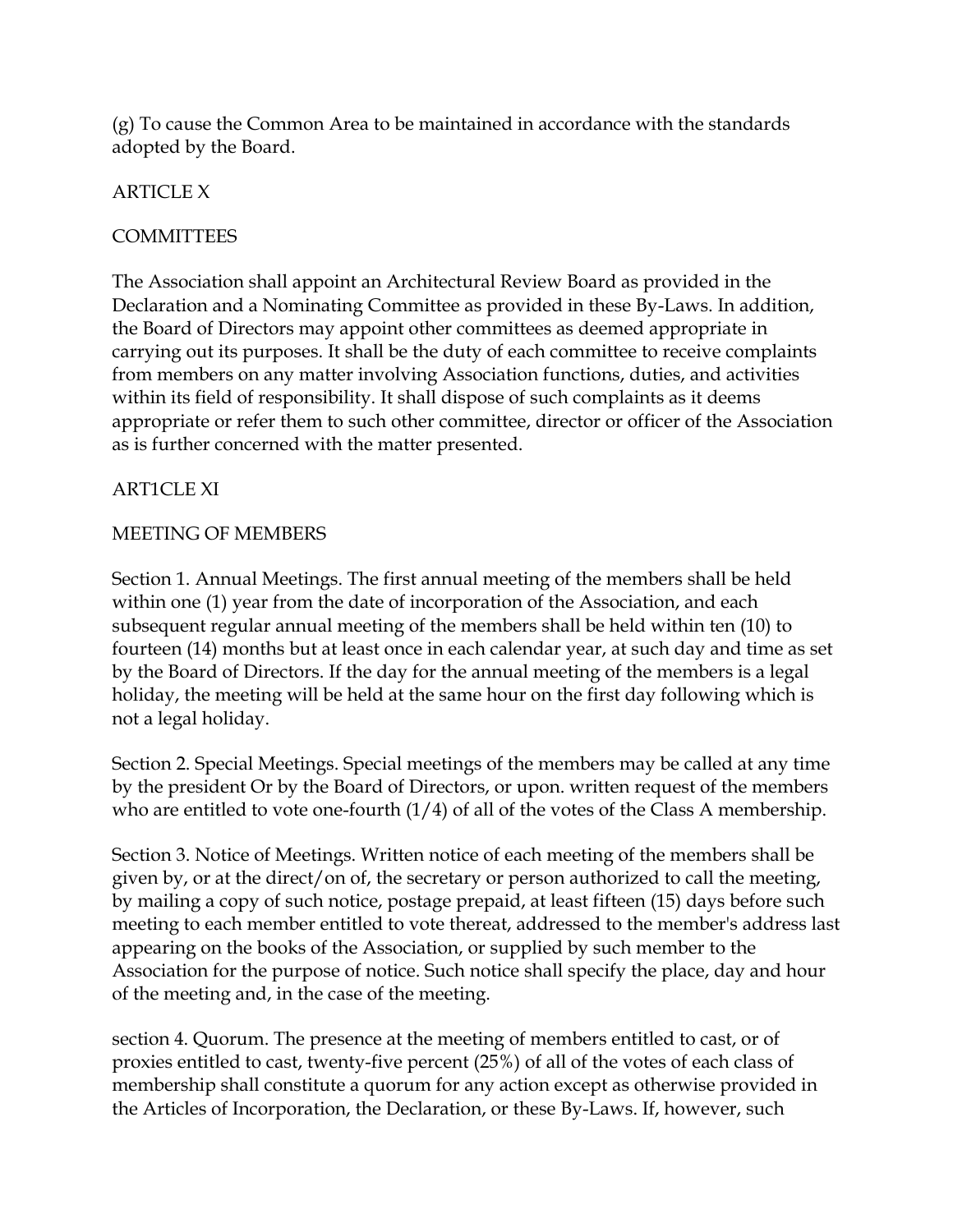(g) To cause the Common Area to be maintained in accordance with the standards adopted by the Board.

## ARTICLE X

## COMMITTEES

The Association shall appoint an Architectural Review Board as provided in the Declaration and a Nominating Committee as provided in these By-Laws. In addition, the Board of Directors may appoint other committees as deemed appropriate in carrying out its purposes. It shall be the duty of each committee to receive complaints from members on any matter involving Association functions, duties, and activities within its field of responsibility. It shall dispose of such complaints as it deems appropriate or refer them to such other committee, director or officer of the Association as is further concerned with the matter presented.

## ART1CLE XI

## MEETING OF MEMBERS

Section 1. Annual Meetings. The first annual meeting of the members shall be held within one (1) year from the date of incorporation of the Association, and each subsequent regular annual meeting of the members shall be held within ten (10) to fourteen (14) months but at least once in each calendar year, at such day and time as set by the Board of Directors. If the day for the annual meeting of the members is a legal holiday, the meeting will be held at the same hour on the first day following which is not a legal holiday.

Section 2. Special Meetings. Special meetings of the members may be called at any time by the president Or by the Board of Directors, or upon. written request of the members who are entitled to vote one-fourth (1/4) of all of the votes of the Class A membership.

Section 3. Notice of Meetings. Written notice of each meeting of the members shall be given by, or at the direct/on of, the secretary or person authorized to call the meeting, by mailing a copy of such notice, postage prepaid, at least fifteen (15) days before such meeting to each member entitled to vote thereat, addressed to the member's address last appearing on the books of the Association, or supplied by such member to the Association for the purpose of notice. Such notice shall specify the place, day and hour of the meeting and, in the case of the meeting.

section 4. Quorum. The presence at the meeting of members entitled to cast, or of proxies entitled to cast, twenty-five percent (25%) of all of the votes of each class of membership shall constitute a quorum for any action except as otherwise provided in the Articles of Incorporation, the Declaration, or these By-Laws. If, however, such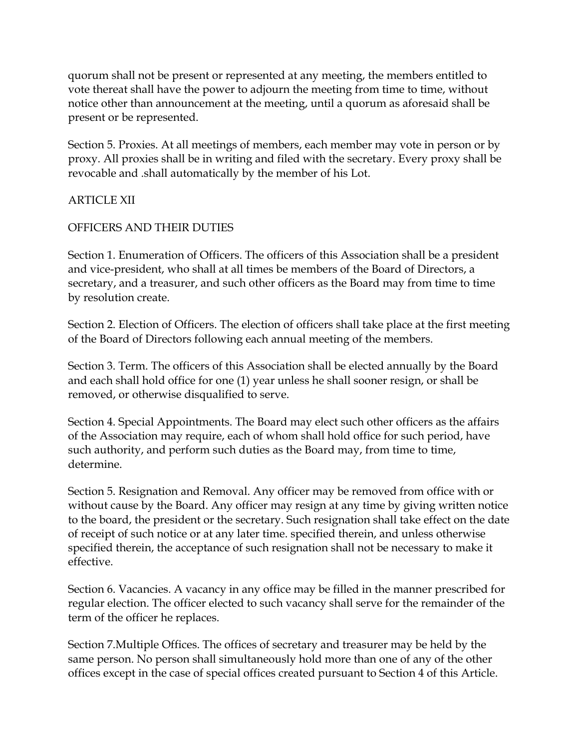quorum shall not be present or represented at any meeting, the members entitled to vote thereat shall have the power to adjourn the meeting from time to time, without notice other than announcement at the meeting, until a quorum as aforesaid shall be present or be represented.

Section 5. Proxies. At all meetings of members, each member may vote in person or by proxy. All proxies shall be in writing and filed with the secretary. Every proxy shall be revocable and .shall automatically by the member of his Lot.

## ARTICLE XII

## OFFICERS AND THEIR DUTIES

Section 1. Enumeration of Officers. The officers of this Association shall be a president and vice-president, who shall at all times be members of the Board of Directors, a secretary, and a treasurer, and such other officers as the Board may from time to time by resolution create.

Section 2. Election of Officers. The election of officers shall take place at the first meeting of the Board of Directors following each annual meeting of the members.

Section 3. Term. The officers of this Association shall be elected annually by the Board and each shall hold office for one (1) year unless he shall sooner resign, or shall be removed, or otherwise disqualified to serve.

Section 4. Special Appointments. The Board may elect such other officers as the affairs of the Association may require, each of whom shall hold office for such period, have such authority, and perform such duties as the Board may, from time to time, determine.

Section 5. Resignation and Removal. Any officer may be removed from office with or without cause by the Board. Any officer may resign at any time by giving written notice to the board, the president or the secretary. Such resignation shall take effect on the date of receipt of such notice or at any later time. specified therein, and unless otherwise specified therein, the acceptance of such resignation shall not be necessary to make it effective.

Section 6. Vacancies. A vacancy in any office may be filled in the manner prescribed for regular election. The officer elected to such vacancy shall serve for the remainder of the term of the officer he replaces.

Section 7.Multiple Offices. The offices of secretary and treasurer may be held by the same person. No person shall simultaneously hold more than one of any of the other offices except in the case of special offices created pursuant to Section 4 of this Article.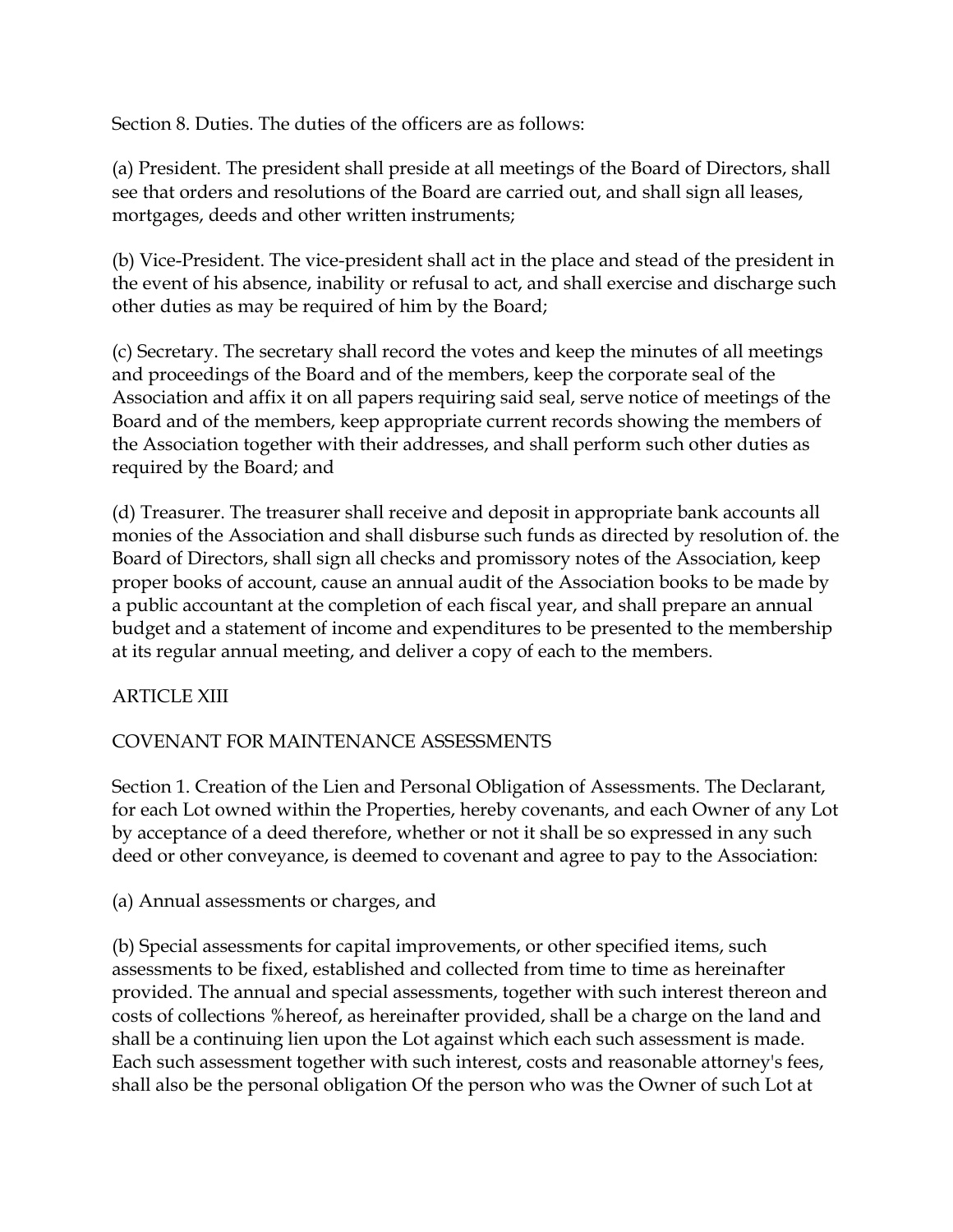Section 8. Duties. The duties of the officers are as follows:

(a) President. The president shall preside at all meetings of the Board of Directors, shall see that orders and resolutions of the Board are carried out, and shall sign all leases, mortgages, deeds and other written instruments;

(b) Vice-President. The vice-president shall act in the place and stead of the president in the event of his absence, inability or refusal to act, and shall exercise and discharge such other duties as may be required of him by the Board;

(c) Secretary. The secretary shall record the votes and keep the minutes of all meetings and proceedings of the Board and of the members, keep the corporate seal of the Association and affix it on all papers requiring said seal, serve notice of meetings of the Board and of the members, keep appropriate current records showing the members of the Association together with their addresses, and shall perform such other duties as required by the Board; and

(d) Treasurer. The treasurer shall receive and deposit in appropriate bank accounts all monies of the Association and shall disburse such funds as directed by resolution of. the Board of Directors, shall sign all checks and promissory notes of the Association, keep proper books of account, cause an annual audit of the Association books to be made by a public accountant at the completion of each fiscal year, and shall prepare an annual budget and a statement of income and expenditures to be presented to the membership at its regular annual meeting, and deliver a copy of each to the members.

ARTICLE XIII

COVENANT FOR MAINTENANCE ASSESSMENTS

Section 1. Creation of the Lien and Personal Obligation of Assessments. The Declarant, for each Lot owned within the Properties, hereby covenants, and each Owner of any Lot by acceptance of a deed therefore, whether or not it shall be so expressed in any such deed or other conveyance, is deemed to covenant and agree to pay to the Association:

(a) Annual assessments or charges, and

(b) Special assessments for capital improvements, or other specified items, such assessments to be fixed, established and collected from time to time as hereinafter provided. The annual and special assessments, together with such interest thereon and costs of collections %hereof, as hereinafter provided, shall be a charge on the land and shall be a continuing lien upon the Lot against which each such assessment is made. Each such assessment together with such interest, costs and reasonable attorney's fees, shall also be the personal obligation Of the person who was the Owner of such Lot at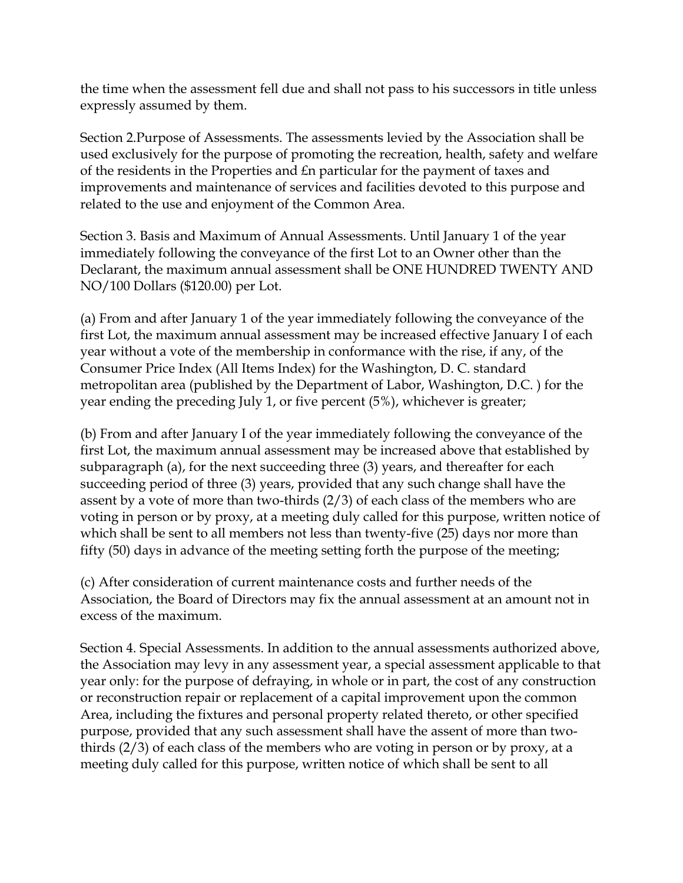the time when the assessment fell due and shall not pass to his successors in title unless expressly assumed by them.

Section 2.Purpose of Assessments. The assessments levied by the Association shall be used exclusively for the purpose of promoting the recreation, health, safety and welfare of the residents in the Properties and £n particular for the payment of taxes and improvements and maintenance of services and facilities devoted to this purpose and related to the use and enjoyment of the Common Area.

Section 3. Basis and Maximum of Annual Assessments. Until January 1 of the year immediately following the conveyance of the first Lot to an Owner other than the Declarant, the maximum annual assessment shall be ONE HUNDRED TWENTY AND NO/100 Dollars ($120.00) per Lot.

(a) From and after January 1 of the year immediately following the conveyance of the first Lot, the maximum annual assessment may be increased effective January I of each year without a vote of the membership in conformance with the rise, if any, of the Consumer Price Index (All Items Index) for the Washington, D. C. standard metropolitan area (published by the Department of Labor, Washington, D.C. ) for the year ending the preceding July 1, or five percent (5%), whichever is greater;

(b) From and after January I of the year immediately following the conveyance of the first Lot, the maximum annual assessment may be increased above that established by subparagraph (a), for the next succeeding three (3) years, and thereafter for each succeeding period of three (3) years, provided that any such change shall have the assent by a vote of more than two-thirds (2/3) of each class of the members who are voting in person or by proxy, at a meeting duly called for this purpose, written notice of which shall be sent to all members not less than twenty-five (25) days nor more than fifty (50) days in advance of the meeting setting forth the purpose of the meeting;

(c) After consideration of current maintenance costs and further needs of the Association, the Board of Directors may fix the annual assessment at an amount not in excess of the maximum.

Section 4. Special Assessments. In addition to the annual assessments authorized above, the Association may levy in any assessment year, a special assessment applicable to that year only: for the purpose of defraying, in whole or in part, the cost of any construction or reconstruction repair or replacement of a capital improvement upon the common Area, including the fixtures and personal property related thereto, or other specified purpose, provided that any such assessment shall have the assent of more than two-thirds (2/3) of each class of the members who are voting in person or by proxy, at a meeting duly called for this purpose, written notice of which shall be sent to all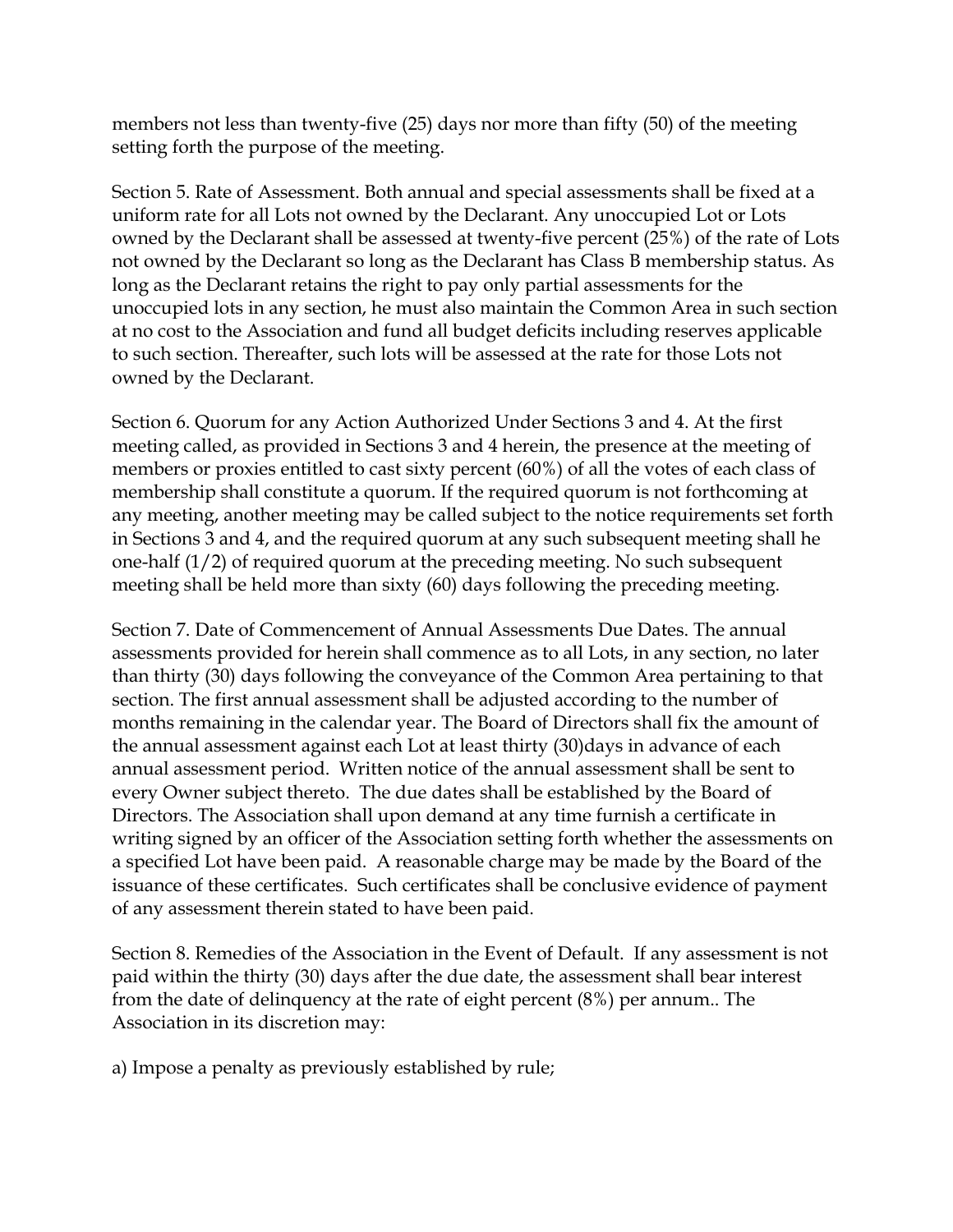members not less than twenty-five (25) days nor more than fifty (50) of the meeting setting forth the purpose of the meeting.

Section 5. Rate of Assessment. Both annual and special assessments shall be fixed at a uniform rate for all Lots not owned by the Declarant. Any unoccupied Lot or Lots owned by the Declarant shall be assessed at twenty-five percent (25%) of the rate of Lots not owned by the Declarant so long as the Declarant has Class B membership status. As long as the Declarant retains the right to pay only partial assessments for the unoccupied lots in any section, he must also maintain the Common Area in such section at no cost to the Association and fund all budget deficits including reserves applicable to such section. Thereafter, such lots will be assessed at the rate for those Lots not owned by the Declarant.

Section 6. Quorum for any Action Authorized Under Sections 3 and 4. At the first meeting called, as provided in Sections 3 and 4 herein, the presence at the meeting of members or proxies entitled to cast sixty percent (60%) of all the votes of each class of membership shall constitute a quorum. If the required quorum is not forthcoming at any meeting, another meeting may be called subject to the notice requirements set forth in Sections 3 and 4, and the required quorum at any such subsequent meeting shall he one-half (1/2) of required quorum at the preceding meeting. No such subsequent meeting shall be held more than sixty (60) days following the preceding meeting.

Section 7. Date of Commencement of Annual Assessments Due Dates. The annual assessments provided for herein shall commence as to all Lots, in any section, no later than thirty (30) days following the conveyance of the Common Area pertaining to that section. The first annual assessment shall be adjusted according to the number of months remaining in the calendar year. The Board of Directors shall fix the amount of the annual assessment against each Lot at least thirty (30)days in advance of each annual assessment period. Written notice of the annual assessment shall be sent to every Owner subject thereto. The due dates shall be established by the Board of Directors. The Association shall upon demand at any time furnish a certificate in writing signed by an officer of the Association setting forth whether the assessments on a specified Lot have been paid. A reasonable charge may be made by the Board of the issuance of these certificates. Such certificates shall be conclusive evidence of payment of any assessment therein stated to have been paid.

Section 8. Remedies of the Association in the Event of Default. If any assessment is not paid within the thirty (30) days after the due date, the assessment shall bear interest from the date of delinquency at the rate of eight percent (8%) per annum.. The Association in its discretion may:

a) Impose a penalty as previously established by rule;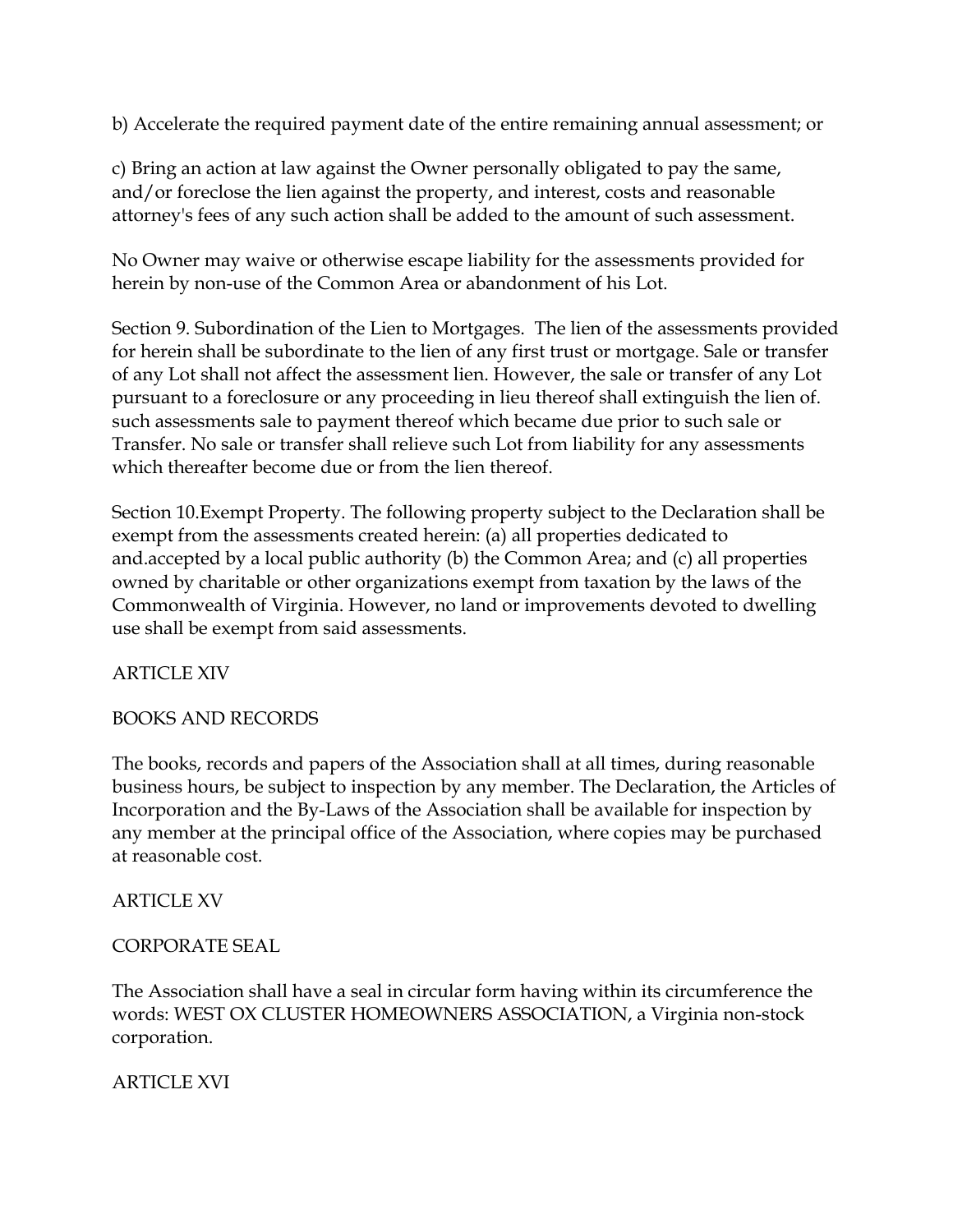b) Accelerate the required payment date of the entire remaining annual assessment; or

c) Bring an action at law against the Owner personally obligated to pay the same, and/or foreclose the lien against the property, and interest, costs and reasonable attorney's fees of any such action shall be added to the amount of such assessment.

No Owner may waive or otherwise escape liability for the assessments provided for herein by non-use of the Common Area or abandonment of his Lot.

Section 9. Subordination of the Lien to Mortgages. The lien of the assessments provided for herein shall be subordinate to the lien of any first trust or mortgage. Sale or transfer of any Lot shall not affect the assessment lien. However, the sale or transfer of any Lot pursuant to a foreclosure or any proceeding in lieu thereof shall extinguish the lien of. such assessments sale to payment thereof which became due prior to such sale or Transfer. No sale or transfer shall relieve such Lot from liability for any assessments which thereafter become due or from the lien thereof.

Section 10.Exempt Property. The following property subject to the Declaration shall be exempt from the assessments created herein: (a) all properties dedicated to and.accepted by a local public authority (b) the Common Area; and (c) all properties owned by charitable or other organizations exempt from taxation by the laws of the Commonwealth of Virginia. However, no land or improvements devoted to dwelling use shall be exempt from said assessments.

ARTICLE XIV

BOOKS AND RECORDS

The books, records and papers of the Association shall at all times, during reasonable business hours, be subject to inspection by any member. The Declaration, the Articles of Incorporation and the By-Laws of the Association shall be available for inspection by any member at the principal office of the Association, where copies may be purchased at reasonable cost.

ARTICLE XV

CORPORATE SEAL

The Association shall have a seal in circular form having within its circumference the words: WEST OX CLUSTER HOMEOWNERS ASSOCIATION, a Virginia non-stock corporation.

ARTICLE XVI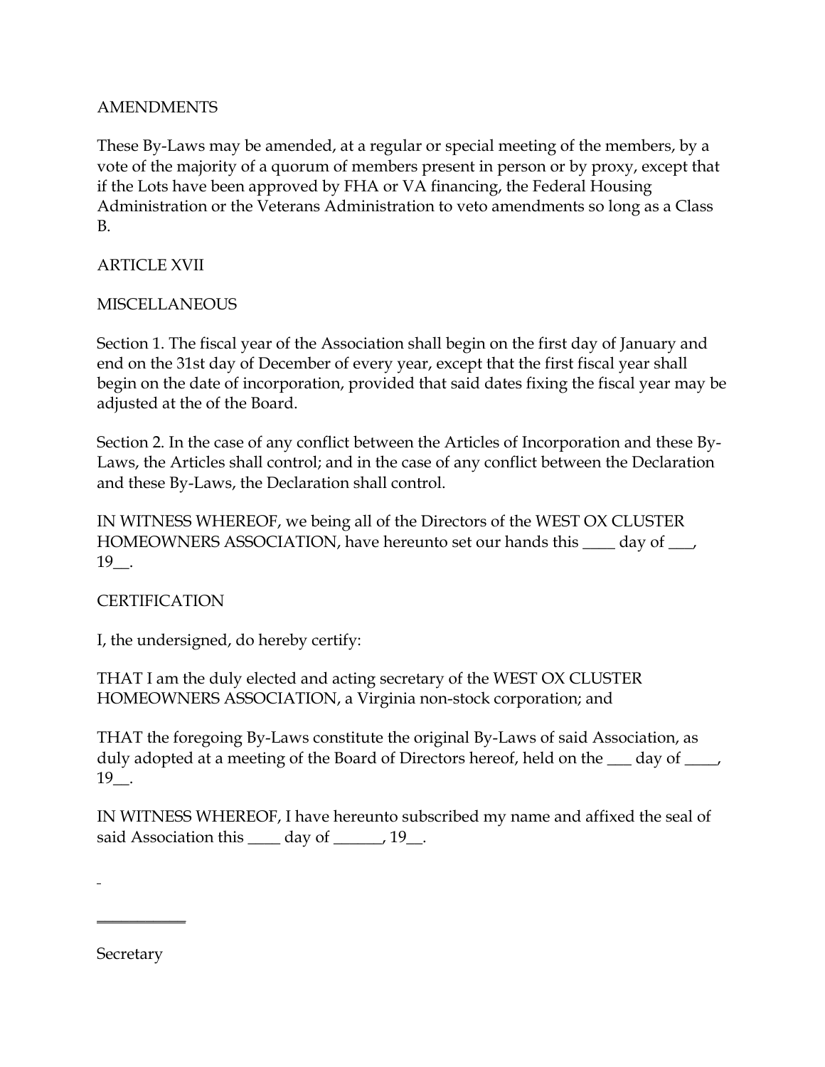AMENDMENTS

These By-Laws may be amended, at a regular or special meeting of the members, by a vote of the majority of a quorum of members present in person or by proxy, except that if the Lots have been approved by FHA or VA financing, the Federal Housing Administration or the Veterans Administration to veto amendments so long as a Class B.

ARTICLE XVII

MISCELLANEOUS

Section 1. The fiscal year of the Association shall begin on the first day of January and end on the 31st day of December of every year, except that the first fiscal year shall begin on the date of incorporation, provided that said dates fixing the fiscal year may be adjusted at the of the Board.

Section 2. In the case of any conflict between the Articles of Incorporation and these By-Laws, the Articles shall control; and in the case of any conflict between the Declaration and these By-Laws, the Declaration shall control.

IN WITNESS WHEREOF, we being all of the Directors of the WEST OX CLUSTER HOMEOWNERS ASSOCIATION, have hereunto set our hands this ____ day of ___, 19__.

CERTIFICATION

I, the undersigned, do hereby certify:

THAT I am the duly elected and acting secretary of the WEST OX CLUSTER HOMEOWNERS ASSOCIATION, a Virginia non-stock corporation; and

THAT the foregoing By-Laws constitute the original By-Laws of said Association, as duly adopted at a meeting of the Board of Directors hereof, held on the ___ day of ____, 19__.

IN WITNESS WHEREOF, I have hereunto subscribed my name and affixed the seal of said Association this ____ day of ______, 19__.

___________

Secretary